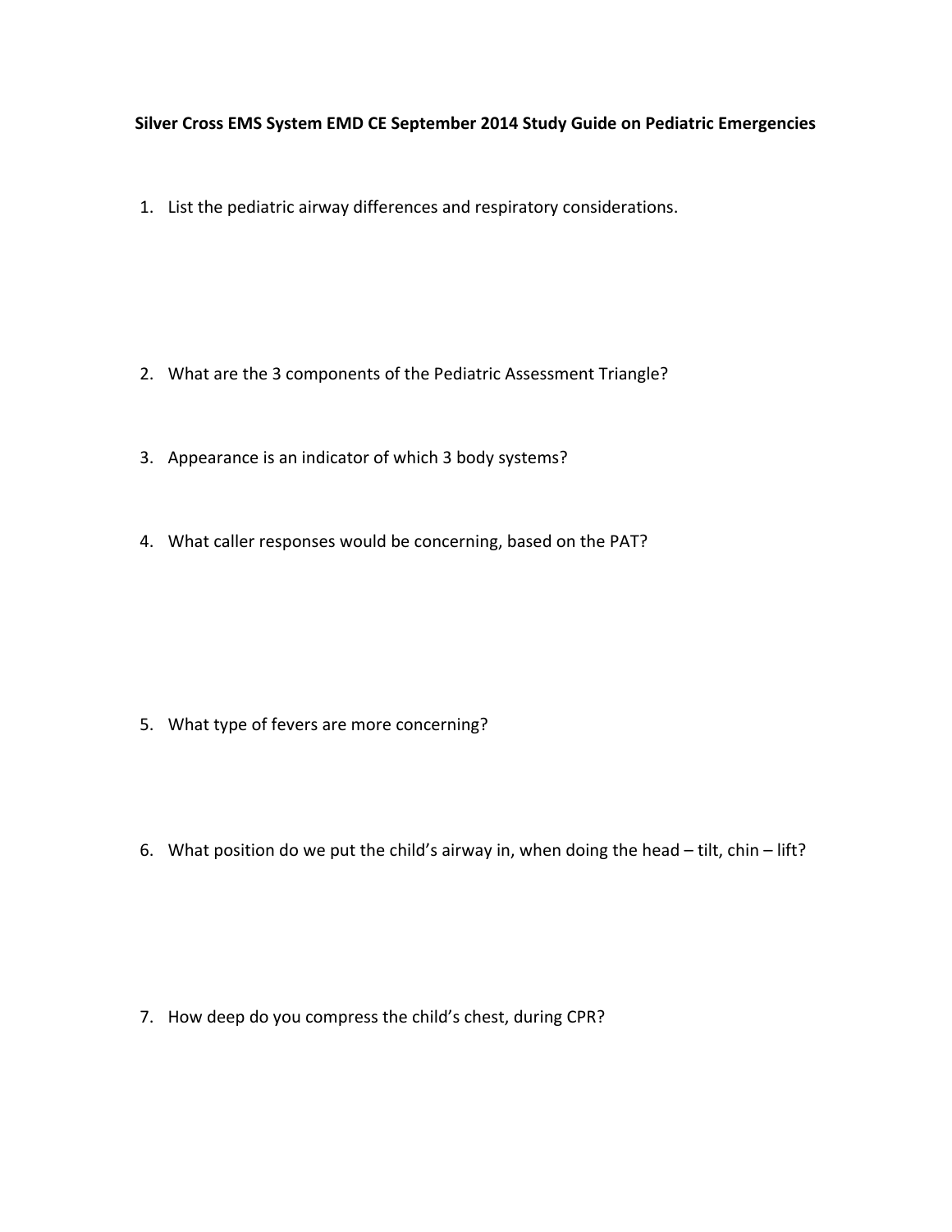**Silver Cross EMS System EMD CE September 2014 Study Guide on Pediatric Emergencies**

1. List the pediatric airway differences and respiratory considerations.

2. What are the 3 components of the Pediatric Assessment Triangle?

3. Appearance is an indicator of which 3 body systems?

4. What caller responses would be concerning, based on the PAT?

5. What type of fevers are more concerning?

6. What position do we put the child's airway in, when doing the head – tilt, chin – lift?

7. How deep do you compress the child's chest, during CPR?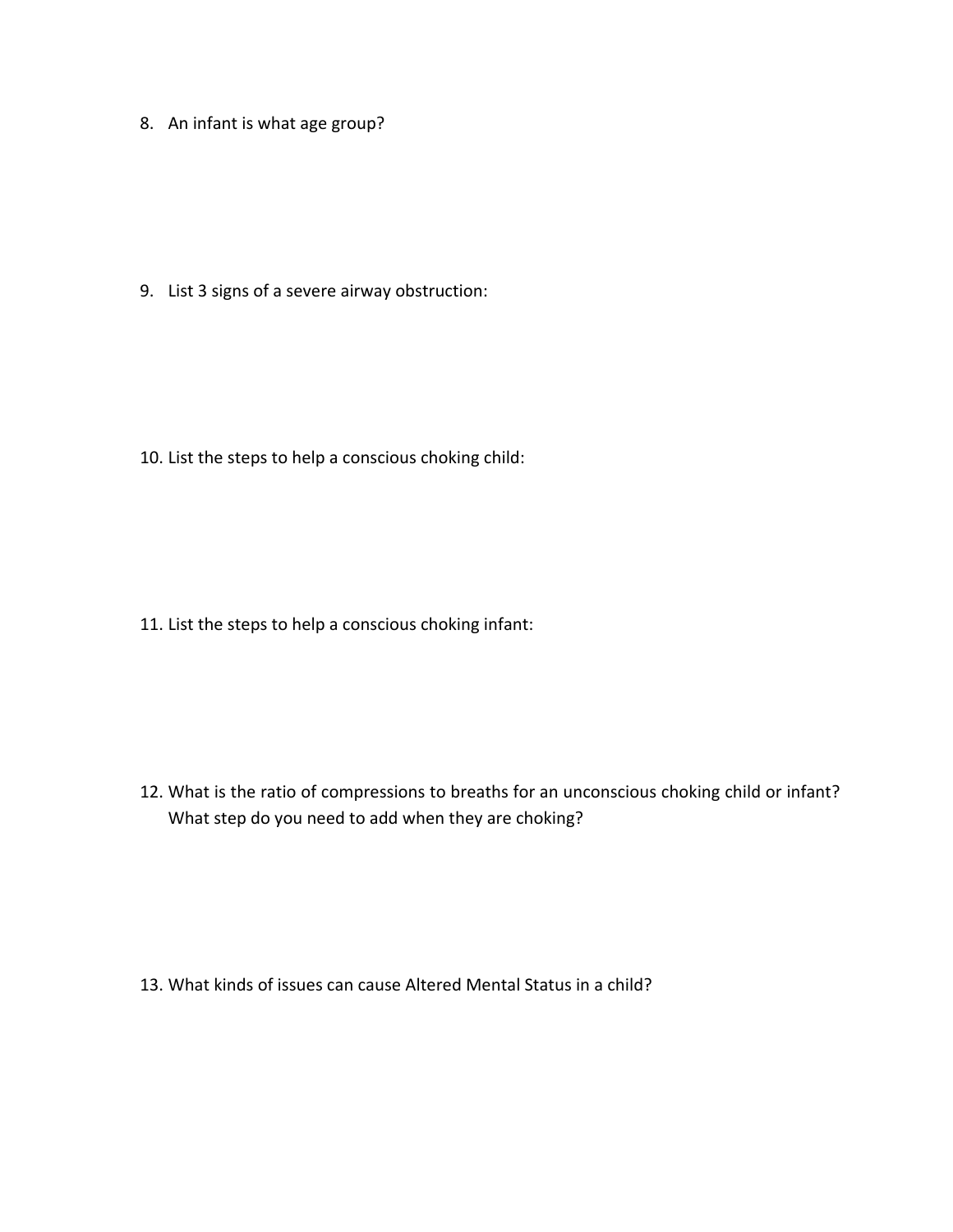8. An infant is what age group?

9. List 3 signs of a severe airway obstruction:

10. List the steps to help a conscious choking child:

11. List the steps to help a conscious choking infant:

12. What is the ratio of compressions to breaths for an unconscious choking child or infant? What step do you need to add when they are choking?

13. What kinds of issues can cause Altered Mental Status in a child?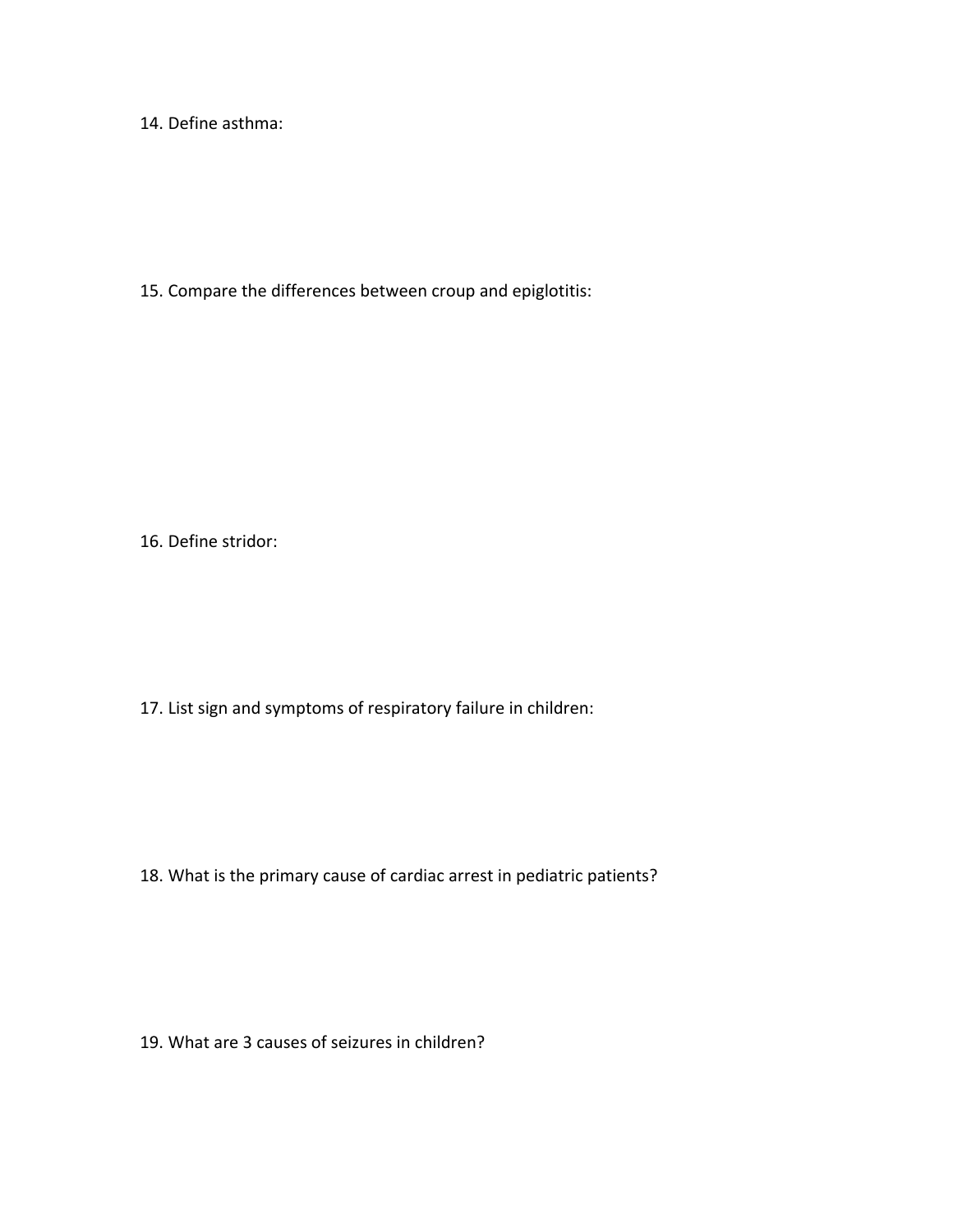14. Define asthma:

15. Compare the differences between croup and epiglotitis:

16. Define stridor:

17. List sign and symptoms of respiratory failure in children:

18. What is the primary cause of cardiac arrest in pediatric patients?

19. What are 3 causes of seizures in children?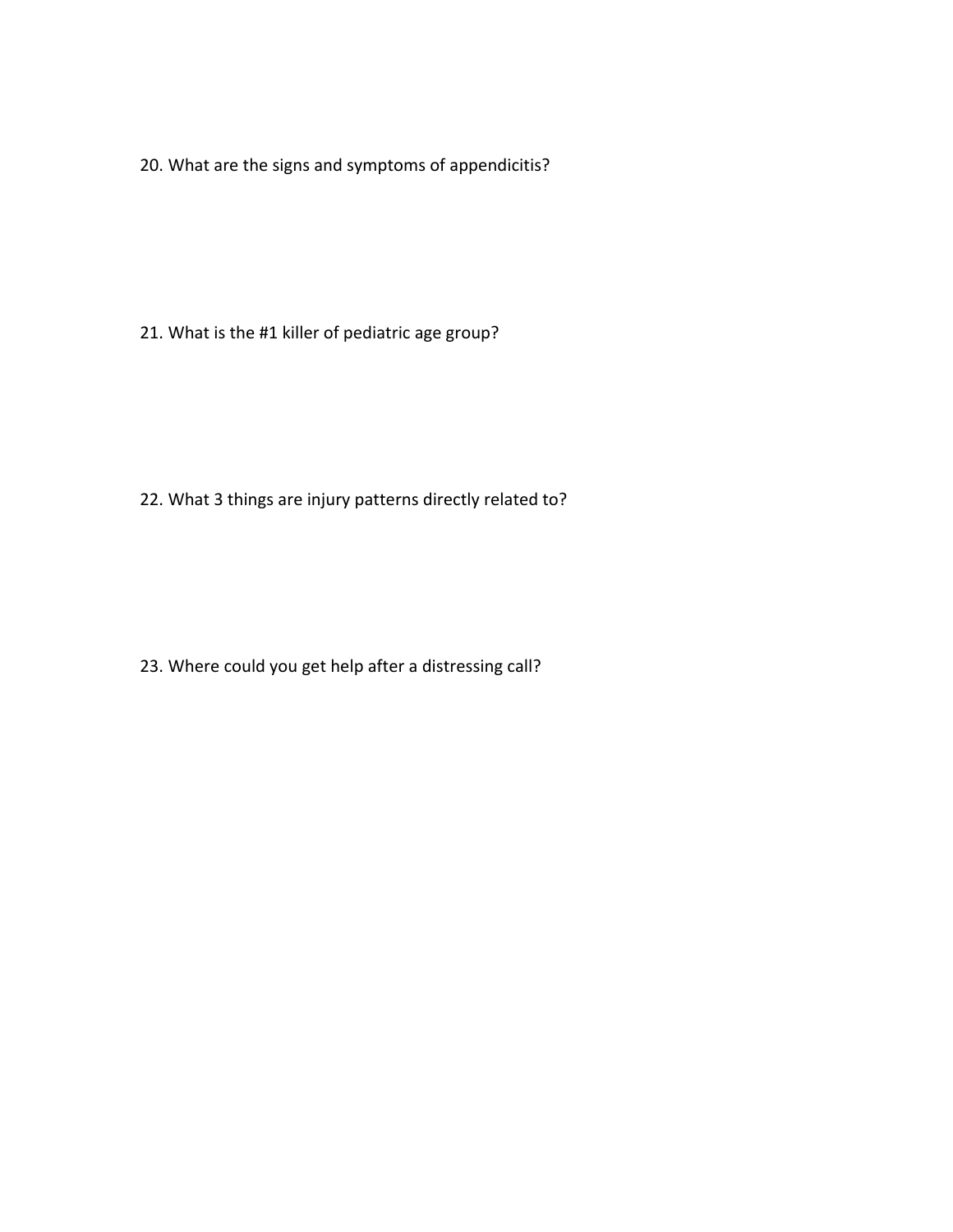20. What are the signs and symptoms of appendicitis?

21. What is the #1 killer of pediatric age group?

22. What 3 things are injury patterns directly related to?

23. Where could you get help after a distressing call?